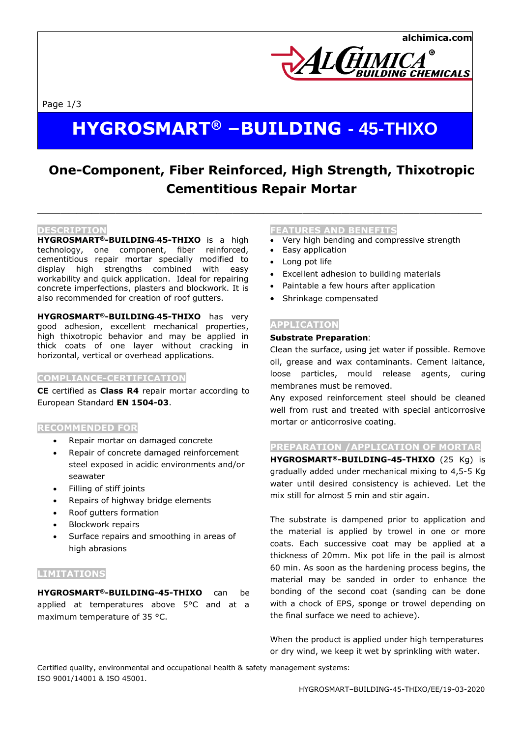# HYGROSMART® –BUILDING - 45-THIXO

## One-Component, Fiber Reinforced, High Strength, Thixotropic Cementitious Repair Mortar

### DESCRIPTION

**HYGROSMART®-BUILDING-45-THIXO** is a high technology, one component, fiber reinforced, cementitious repair mortar specially modified to display high strengths combined with easy workability and quick application. Ideal for repairing concrete imperfections, plasters and blockwork. It is also recommended for creation of roof gutters.

**HYGROSMART®-BUILDING-45-THIXO** has very good adhesion, excellent mechanical properties, high thixotropic behavior and may be applied in thick coats of one layer without cracking in horizontal, vertical or overhead applications.

### COMPLIANCE-CERTIFICATION

**CE** certified as **Class R4** repair mortar according to European Standard **EN 1504-03**.

### RECOMMENDED FOR

- Repair mortar on damaged concrete
- Repair of concrete damaged reinforcement steel exposed in acidic environments and/or seawater
- Filling of stiff joints
- Repairs of highway bridge elements
- Roof gutters formation
- Blockwork repairs
- Surface repairs and smoothing in areas of high abrasions

### LIMITATIONS

**HYGROSMART®-BUILDING-45-THIXO** can be applied at temperatures above 5°C and at a maximum temperature of 35 °C.

### FEATURES AND BENEFITS

- Very high bending and compressive strength
- Easy application
- Long pot life
- Excellent adhesion to building materials
- Paintable a few hours after application
- Shrinkage compensated

### APPLICATION

**Substrate Preparation**:

Clean the surface, using jet water if possible. Remove oil, grease and wax contaminants. Cement laitance, loose particles, mould release agents, curing membranes must be removed.

Any exposed reinforcement steel should be cleaned well from rust and treated with special anticorrosive mortar or anticorrosive coating.

### PREPARATION /APPLICATION OF MORTAR

**HYGROSMART®-BUILDING-45-THIXO** (25 Kg) is gradually added under mechanical mixing to 4,5-5 Kg water until desired consistency is achieved. Let the mix still for almost 5 min and stir again.

The substrate is dampened prior to application and the material is applied by trowel in one or more coats. Each successive coat may be applied at a thickness of 20mm. Mix pot life in the pail is almost 60 min. As soon as the hardening process begins, the material may be sanded in order to enhance the bonding of the second coat (sanding can be done with a chock of EPS, sponge or trowel depending on the final surface we need to achieve).

When the product is applied under high temperatures or dry wind, we keep it wet by sprinkling with water.

Certified quality, environmental and occupational health & safety management systems: ISO 9001/14001 & ISO 45001.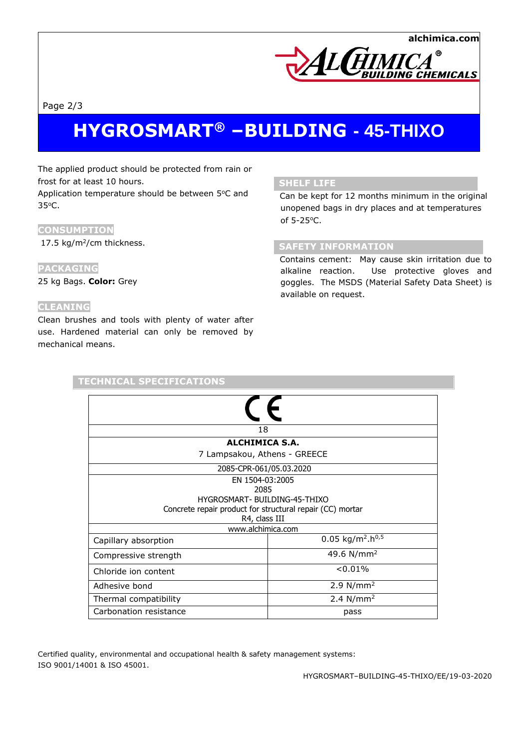# HYGROSMART® –BUILDING - 45-THIXO

The applied product should be protected from rain or frost for at least 10 hours.
Application temperature should be between 5°C and 35°C.

## CONSUMPTION

17.5 kg/m²/cm thickness.

## PACKAGING

25 kg Bags. **Color:** Grey

## CLEANING

Clean brushes and tools with plenty of water after use. Hardened material can only be removed by mechanical means.

## SHELF LIFE

Can be kept for 12 months minimum in the original unopened bags in dry places and at temperatures of 5-25°C.

## SAFETY INFORMATION

Contains cement: May cause skin irritation due to alkaline reaction. Use protective gloves and goggles. The MSDS (Material Safety Data Sheet) is available on request.

## TECHNICAL SPECIFICATIONS

| CE | |
|---|---|
| 18 | |
| **ALCHIMICA S.A.** 7 Lampsakou, Athens - GREECE | |
| 2085-CPR-061/05.03.2020 | |
| EN 1504-03:2005 2085 HYGROSMART- BUILDING-45-THIXO Concrete repair product for structural repair (CC) mortar R4, class III | |
| www.alchimica.com | |
| Capillary absorption | 0.05 $kg/m^2.h^{0,5}$ |
| Compressive strength | 49.6 $N/mm^2$ |
| Chloride ion content | <0.01% |
| Adhesive bond | 2.9 $N/mm^2$ |
| Thermal compatibility | 2.4 $N/mm^2$ |
| Carbonation resistance | pass |

Certified quality, environmental and occupational health & safety management systems:
ISO 9001/14001 & ISO 45001.

HYGROSMART–BUILDING-45-THIXO/EE/19-03-2020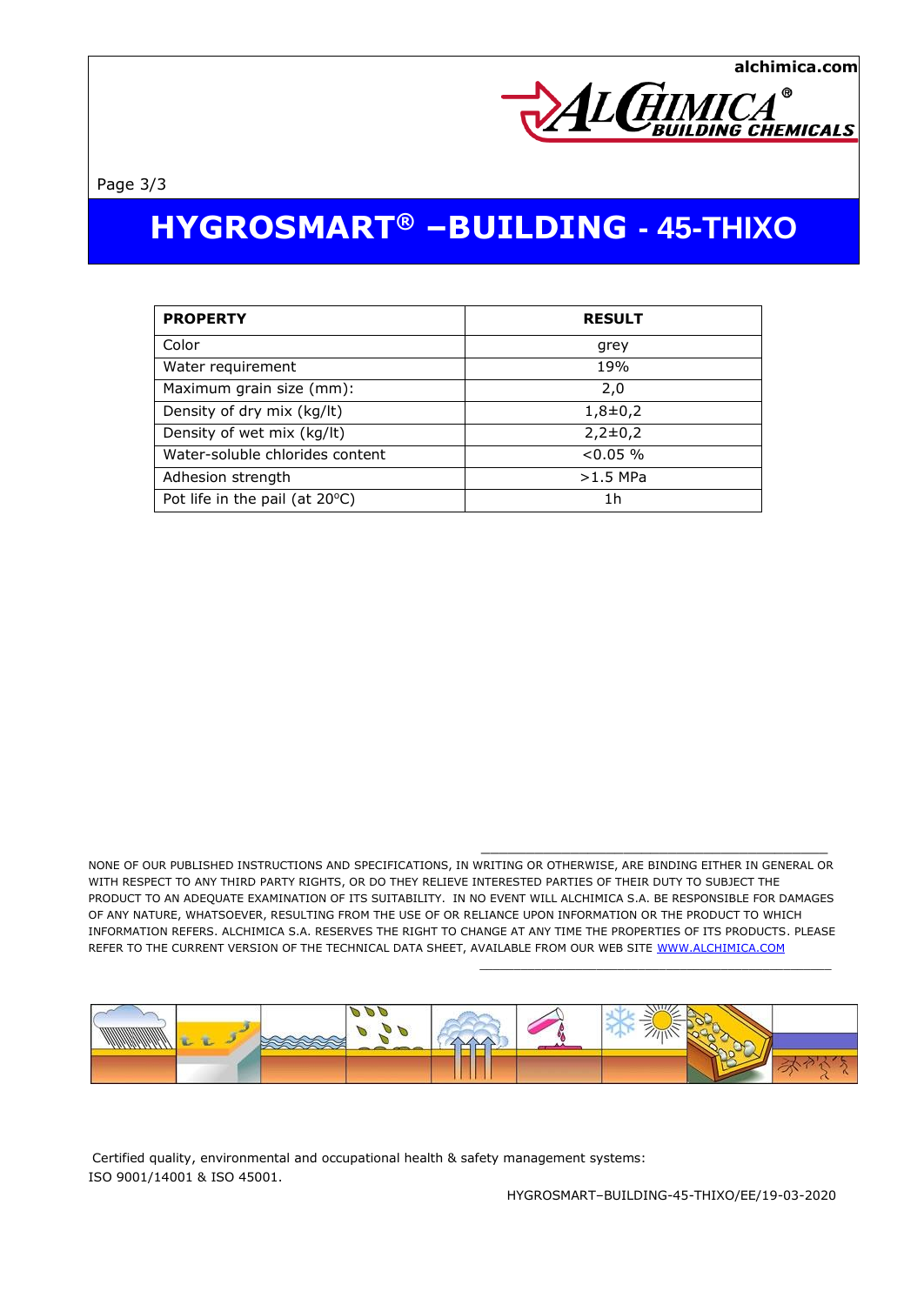# HYGROSMART® –BUILDING - 45-THIXO

| PROPERTY | RESULT |
|---|---|
| Color | grey |
| Water requirement | 19% |
| Maximum grain size (mm): | 2,0 |
| Density of dry mix (kg/lt) | 1,8±0,2 |
| Density of wet mix (kg/lt) | 2,2±0,2 |
| Water-soluble chlorides content | <0.05 % |
| Adhesion strength | >1.5 MPa |
| Pot life in the pail (at 20°C) | 1h |

NONE OF OUR PUBLISHED INSTRUCTIONS AND SPECIFICATIONS, IN WRITING OR OTHERWISE, ARE BINDING EITHER IN GENERAL OR WITH RESPECT TO ANY THIRD PARTY RIGHTS, OR DO THEY RELIEVE INTERESTED PARTIES OF THEIR DUTY TO SUBJECT THE PRODUCT TO AN ADEQUATE EXAMINATION OF ITS SUITABILITY. IN NO EVENT WILL ALCHIMICA S.A. BE RESPONSIBLE FOR DAMAGES OF ANY NATURE, WHATSOEVER, RESULTING FROM THE USE OF OR RELIANCE UPON INFORMATION OR THE PRODUCT TO WHICH INFORMATION REFERS. ALCHIMICA S.A. RESERVES THE RIGHT TO CHANGE AT ANY TIME THE PROPERTIES OF ITS PRODUCTS. PLEASE REFER TO THE CURRENT VERSION OF THE TECHNICAL DATA SHEET, AVAILABLE FROM OUR WEB SITE WWW.ALCHIMICA.COM

Certified quality, environmental and occupational health & safety management systems: ISO 9001/14001 & ISO 45001.

HYGROSMART–BUILDING-45-THIXO/EE/19-03-2020